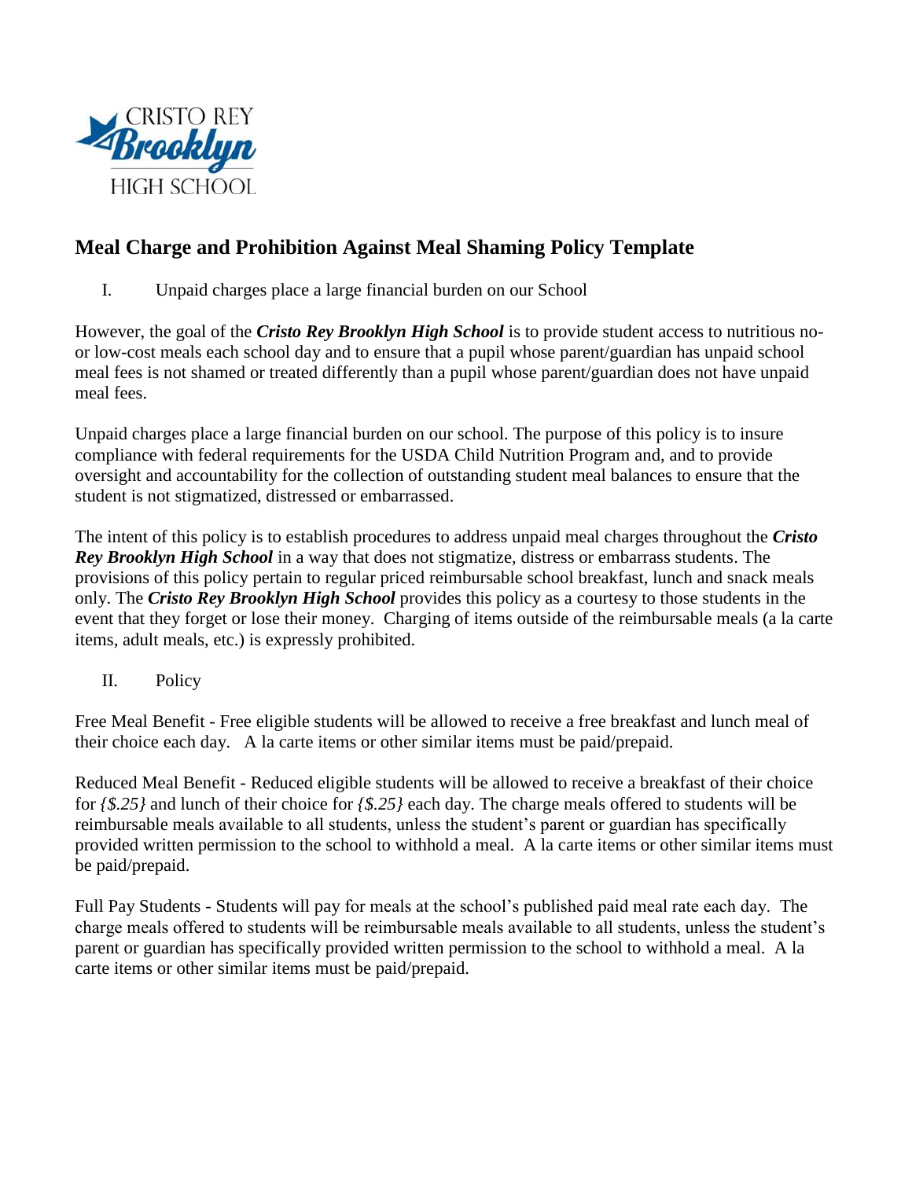CRISTO REY
Brooklyn
HIGH SCHOOL

## Meal Charge and Prohibition Against Meal Shaming Policy Template

I. Unpaid charges place a large financial burden on our School

However, the goal of the ***Cristo Rey Brooklyn High School*** is to provide student access to nutritious no- or low-cost meals each school day and to ensure that a pupil whose parent/guardian has unpaid school meal fees is not shamed or treated differently than a pupil whose parent/guardian does not have unpaid meal fees.

Unpaid charges place a large financial burden on our school. The purpose of this policy is to insure compliance with federal requirements for the USDA Child Nutrition Program and, and to provide oversight and accountability for the collection of outstanding student meal balances to ensure that the student is not stigmatized, distressed or embarrassed.

The intent of this policy is to establish procedures to address unpaid meal charges throughout the ***Cristo Rey Brooklyn High School*** in a way that does not stigmatize, distress or embarrass students. The provisions of this policy pertain to regular priced reimbursable school breakfast, lunch and snack meals only. The ***Cristo Rey Brooklyn High School*** provides this policy as a courtesy to those students in the event that they forget or lose their money. Charging of items outside of the reimbursable meals (a la carte items, adult meals, etc.) is expressly prohibited.

II. Policy

Free Meal Benefit - Free eligible students will be allowed to receive a free breakfast and lunch meal of their choice each day. A la carte items or other similar items must be paid/prepaid.

Reduced Meal Benefit - Reduced eligible students will be allowed to receive a breakfast of their choice for *{$.25}* and lunch of their choice for *{$.25}* each day. The charge meals offered to students will be reimbursable meals available to all students, unless the student's parent or guardian has specifically provided written permission to the school to withhold a meal. A la carte items or other similar items must be paid/prepaid.

Full Pay Students - Students will pay for meals at the school's published paid meal rate each day. The charge meals offered to students will be reimbursable meals available to all students, unless the student's parent or guardian has specifically provided written permission to the school to withhold a meal. A la carte items or other similar items must be paid/prepaid.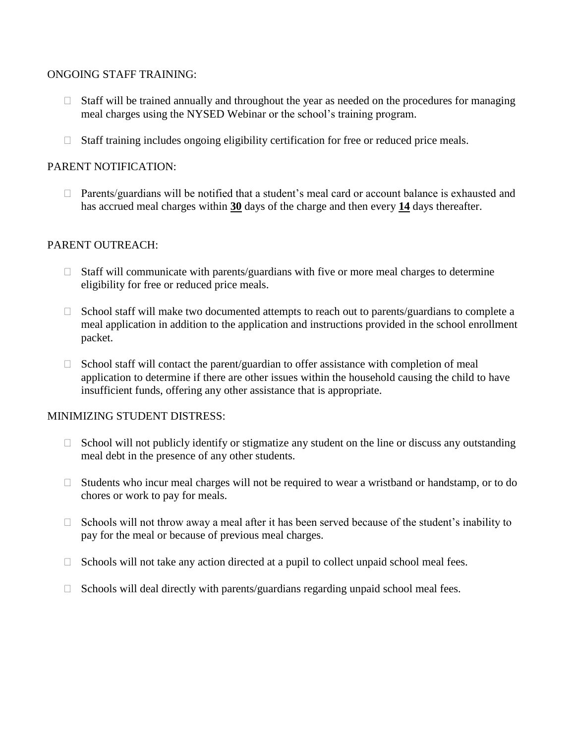ONGOING STAFF TRAINING:

- Staff will be trained annually and throughout the year as needed on the procedures for managing meal charges using the NYSED Webinar or the school's training program.
- Staff training includes ongoing eligibility certification for free or reduced price meals.

PARENT NOTIFICATION:

- Parents/guardians will be notified that a student's meal card or account balance is exhausted and has accrued meal charges within **30** days of the charge and then every **14** days thereafter.

PARENT OUTREACH:

- Staff will communicate with parents/guardians with five or more meal charges to determine eligibility for free or reduced price meals.
- School staff will make two documented attempts to reach out to parents/guardians to complete a meal application in addition to the application and instructions provided in the school enrollment packet.
- School staff will contact the parent/guardian to offer assistance with completion of meal application to determine if there are other issues within the household causing the child to have insufficient funds, offering any other assistance that is appropriate.

MINIMIZING STUDENT DISTRESS:

- School will not publicly identify or stigmatize any student on the line or discuss any outstanding meal debt in the presence of any other students.
- Students who incur meal charges will not be required to wear a wristband or handstamp, or to do chores or work to pay for meals.
- Schools will not throw away a meal after it has been served because of the student's inability to pay for the meal or because of previous meal charges.
- Schools will not take any action directed at a pupil to collect unpaid school meal fees.
- Schools will deal directly with parents/guardians regarding unpaid school meal fees.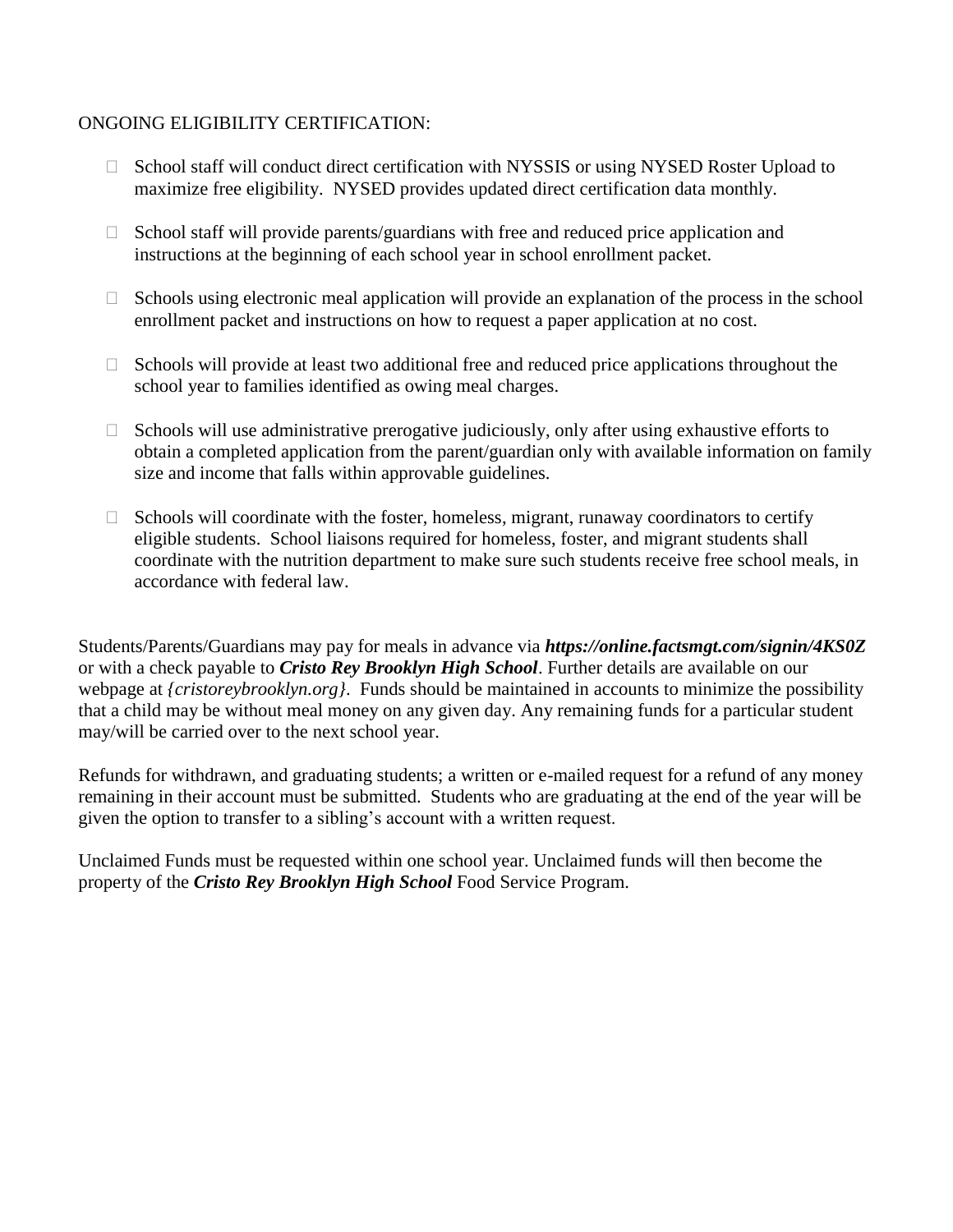ONGOING ELIGIBILITY CERTIFICATION:

- School staff will conduct direct certification with NYSSIS or using NYSED Roster Upload to maximize free eligibility. NYSED provides updated direct certification data monthly.
- School staff will provide parents/guardians with free and reduced price application and instructions at the beginning of each school year in school enrollment packet.
- Schools using electronic meal application will provide an explanation of the process in the school enrollment packet and instructions on how to request a paper application at no cost.
- Schools will provide at least two additional free and reduced price applications throughout the school year to families identified as owing meal charges.
- Schools will use administrative prerogative judiciously, only after using exhaustive efforts to obtain a completed application from the parent/guardian only with available information on family size and income that falls within approvable guidelines.
- Schools will coordinate with the foster, homeless, migrant, runaway coordinators to certify eligible students. School liaisons required for homeless, foster, and migrant students shall coordinate with the nutrition department to make sure such students receive free school meals, in accordance with federal law.

Students/Parents/Guardians may pay for meals in advance via ***https://online.factsmgt.com/signin/4KS0Z*** or with a check payable to ***Cristo Rey Brooklyn High School***. Further details are available on our webpage at *{cristoreybrooklyn.org}*. Funds should be maintained in accounts to minimize the possibility that a child may be without meal money on any given day. Any remaining funds for a particular student may/will be carried over to the next school year.

Refunds for withdrawn, and graduating students; a written or e-mailed request for a refund of any money remaining in their account must be submitted. Students who are graduating at the end of the year will be given the option to transfer to a sibling's account with a written request.

Unclaimed Funds must be requested within one school year. Unclaimed funds will then become the property of the ***Cristo Rey Brooklyn High School*** Food Service Program.